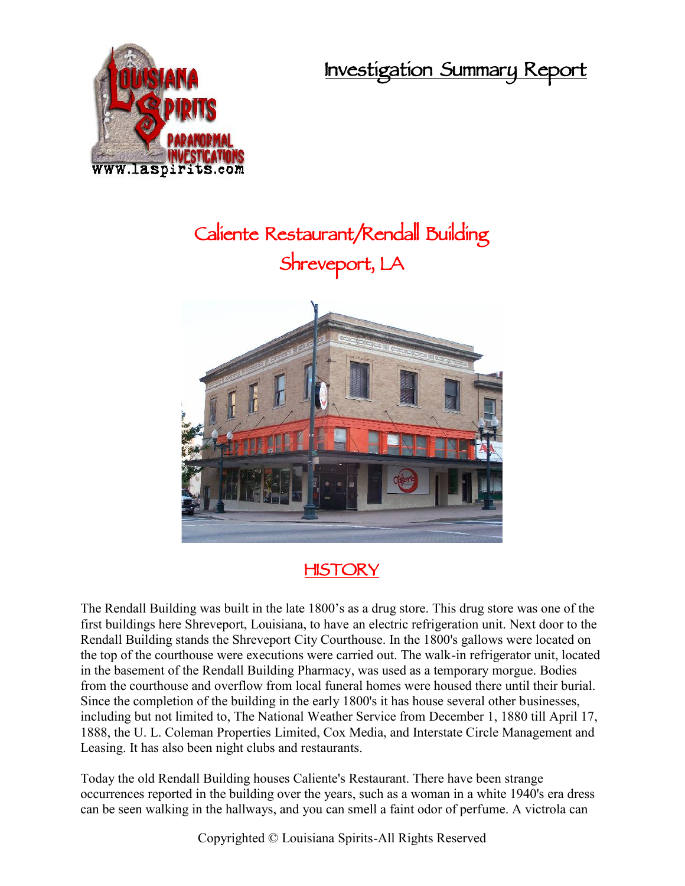# Investigation Summary Report

## Caliente Restaurant/Rendall Building
## Shreveport, LA

## HISTORY

The Rendall Building was built in the late 1800's as a drug store. This drug store was one of the first buildings here Shreveport, Louisiana, to have an electric refrigeration unit. Next door to the Rendall Building stands the Shreveport City Courthouse. In the 1800's gallows were located on the top of the courthouse were executions were carried out. The walk-in refrigerator unit, located in the basement of the Rendall Building Pharmacy, was used as a temporary morgue. Bodies from the courthouse and overflow from local funeral homes were housed there until their burial. Since the completion of the building in the early 1800's it has house several other businesses, including but not limited to, The National Weather Service from December 1, 1880 till April 17, 1888, the U. L. Coleman Properties Limited, Cox Media, and Interstate Circle Management and Leasing. It has also been night clubs and restaurants.

Today the old Rendall Building houses Caliente's Restaurant. There have been strange occurrences reported in the building over the years, such as a woman in a white 1940's era dress can be seen walking in the hallways, and you can smell a faint odor of perfume. A victrola can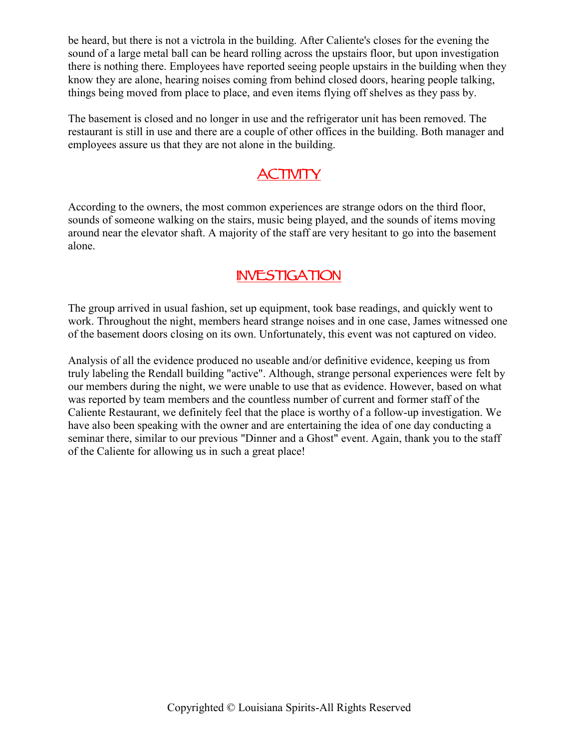be heard, but there is not a victrola in the building. After Caliente's closes for the evening the sound of a large metal ball can be heard rolling across the upstairs floor, but upon investigation there is nothing there. Employees have reported seeing people upstairs in the building when they know they are alone, hearing noises coming from behind closed doors, hearing people talking, things being moved from place to place, and even items flying off shelves as they pass by.

The basement is closed and no longer in use and the refrigerator unit has been removed. The restaurant is still in use and there are a couple of other offices in the building. Both manager and employees assure us that they are not alone in the building.

## ACTIVITY

According to the owners, the most common experiences are strange odors on the third floor, sounds of someone walking on the stairs, music being played, and the sounds of items moving around near the elevator shaft. A majority of the staff are very hesitant to go into the basement alone.

## INVESTIGATION

The group arrived in usual fashion, set up equipment, took base readings, and quickly went to work. Throughout the night, members heard strange noises and in one case, James witnessed one of the basement doors closing on its own. Unfortunately, this event was not captured on video.

Analysis of all the evidence produced no useable and/or definitive evidence, keeping us from truly labeling the Rendall building "active". Although, strange personal experiences were felt by our members during the night, we were unable to use that as evidence. However, based on what was reported by team members and the countless number of current and former staff of the Caliente Restaurant, we definitely feel that the place is worthy of a follow-up investigation. We have also been speaking with the owner and are entertaining the idea of one day conducting a seminar there, similar to our previous "Dinner and a Ghost" event. Again, thank you to the staff of the Caliente for allowing us in such a great place!

Copyrighted © Louisiana Spirits-All Rights Reserved